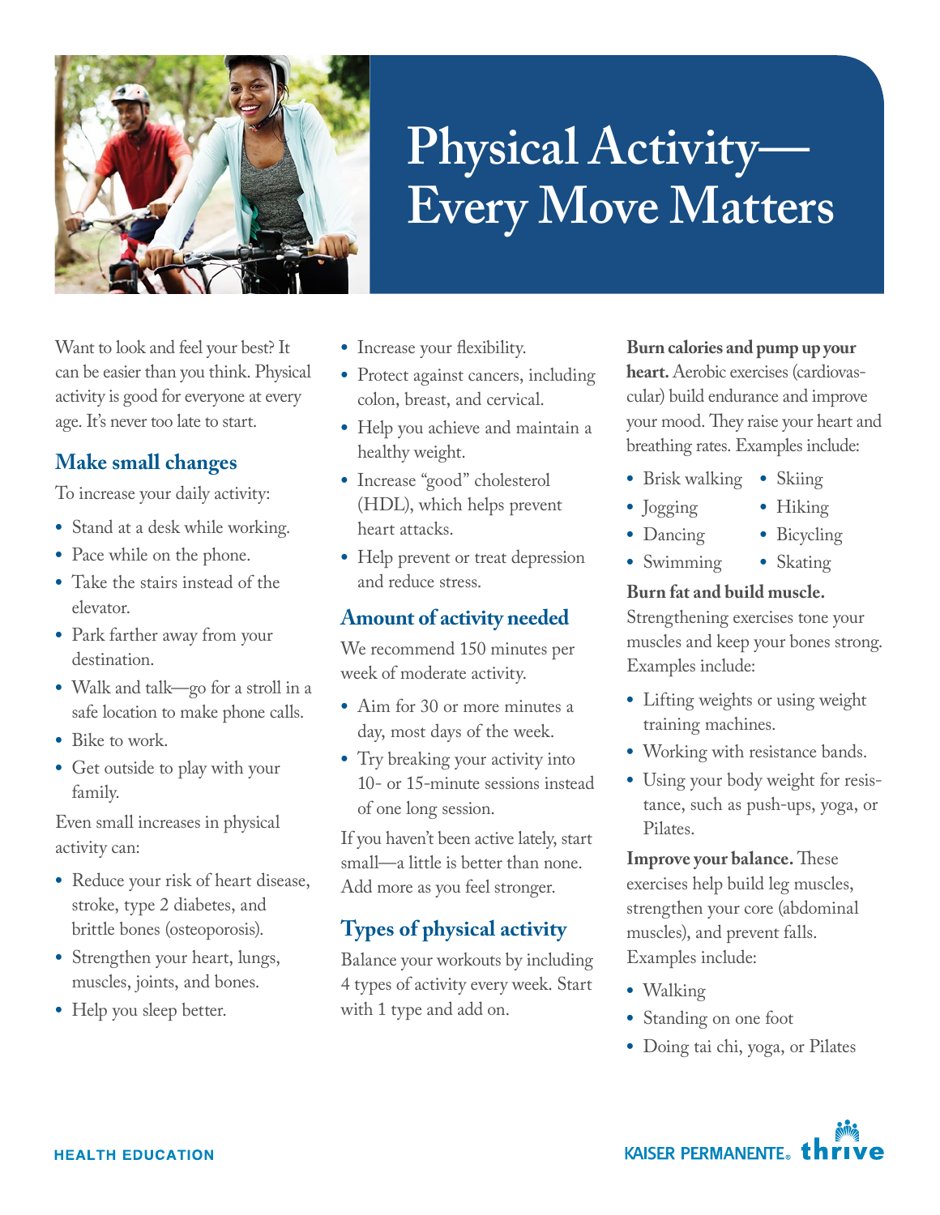# Physical Activity—Every Move Matters

Want to look and feel your best? It can be easier than you think. Physical activity is good for everyone at every age. It's never too late to start.

## Make small changes

To increase your daily activity:

- Stand at a desk while working.
- Pace while on the phone.
- Take the stairs instead of the elevator.
- Park farther away from your destination.
- Walk and talk—go for a stroll in a safe location to make phone calls.
- Bike to work.
- Get outside to play with your family.

Even small increases in physical activity can:

- Reduce your risk of heart disease, stroke, type 2 diabetes, and brittle bones (osteoporosis).
- Strengthen your heart, lungs, muscles, joints, and bones.
- Help you sleep better.
- Increase your flexibility.
- Protect against cancers, including colon, breast, and cervical.
- Help you achieve and maintain a healthy weight.
- Increase "good" cholesterol (HDL), which helps prevent heart attacks.
- Help prevent or treat depression and reduce stress.

## Amount of activity needed

We recommend 150 minutes per week of moderate activity.

- Aim for 30 or more minutes a day, most days of the week.
- Try breaking your activity into 10- or 15-minute sessions instead of one long session.

If you haven't been active lately, start small—a little is better than none. Add more as you feel stronger.

## Types of physical activity

Balance your workouts by including 4 types of activity every week. Start with 1 type and add on.

**Burn calories and pump up your heart.** Aerobic exercises (cardiovascular) build endurance and improve your mood. They raise your heart and breathing rates. Examples include:

- Brisk walking
- Jogging
- Dancing
- Swimming
- Skiing
- Hiking
- Bicycling
- Skating

**Burn fat and build muscle.** Strengthening exercises tone your muscles and keep your bones strong. Examples include:

- Lifting weights or using weight training machines.
- Working with resistance bands.
- Using your body weight for resistance, such as push-ups, yoga, or Pilates.

**Improve your balance.** These exercises help build leg muscles, strengthen your core (abdominal muscles), and prevent falls. Examples include:

- Walking
- Standing on one foot
- Doing tai chi, yoga, or Pilates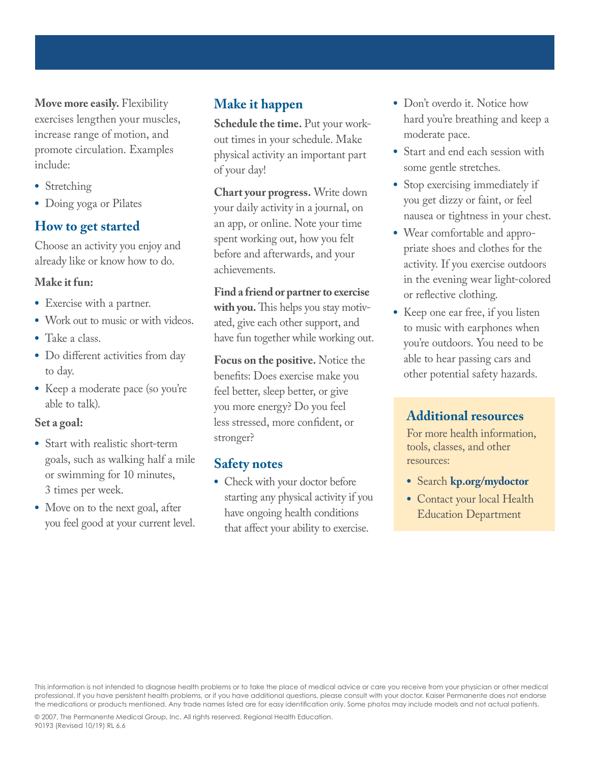**Move more easily.** Flexibility exercises lengthen your muscles, increase range of motion, and promote circulation. Examples include:

- Stretching
- Doing yoga or Pilates

## How to get started

Choose an activity you enjoy and already like or know how to do.

**Make it fun:**

- Exercise with a partner.
- Work out to music or with videos.
- Take a class.
- Do different activities from day to day.
- Keep a moderate pace (so you're able to talk).

**Set a goal:**

- Start with realistic short-term goals, such as walking half a mile or swimming for 10 minutes, 3 times per week.
- Move on to the next goal, after you feel good at your current level.

## Make it happen

**Schedule the time.** Put your workout times in your schedule. Make physical activity an important part of your day!

**Chart your progress.** Write down your daily activity in a journal, on an app, or online. Note your time spent working out, how you felt before and afterwards, and your achievements.

**Find a friend or partner to exercise with you.** This helps you stay motivated, give each other support, and have fun together while working out.

**Focus on the positive.** Notice the benefits: Does exercise make you feel better, sleep better, or give you more energy? Do you feel less stressed, more confident, or stronger?

## Safety notes

- Check with your doctor before starting any physical activity if you have ongoing health conditions that affect your ability to exercise.
- Don't overdo it. Notice how hard you're breathing and keep a moderate pace.
- Start and end each session with some gentle stretches.
- Stop exercising immediately if you get dizzy or faint, or feel nausea or tightness in your chest.
- Wear comfortable and appropriate shoes and clothes for the activity. If you exercise outdoors in the evening wear light-colored or reflective clothing.
- Keep one ear free, if you listen to music with earphones when you're outdoors. You need to be able to hear passing cars and other potential safety hazards.

## Additional resources

For more health information, tools, classes, and other resources:

- Search **kp.org/mydoctor**
- Contact your local Health Education Department

This information is not intended to diagnose health problems or to take the place of medical advice or care you receive from your physician or other medical professional. If you have persistent health problems, or if you have additional questions, please consult with your doctor. Kaiser Permanente does not endorse the medications or products mentioned. Any trade names listed are for easy identification only. Some photos may include models and not actual patients.

© 2007, The Permanente Medical Group, Inc. All rights reserved. Regional Health Education.
90193 (Revised 10/19) RL 6.6